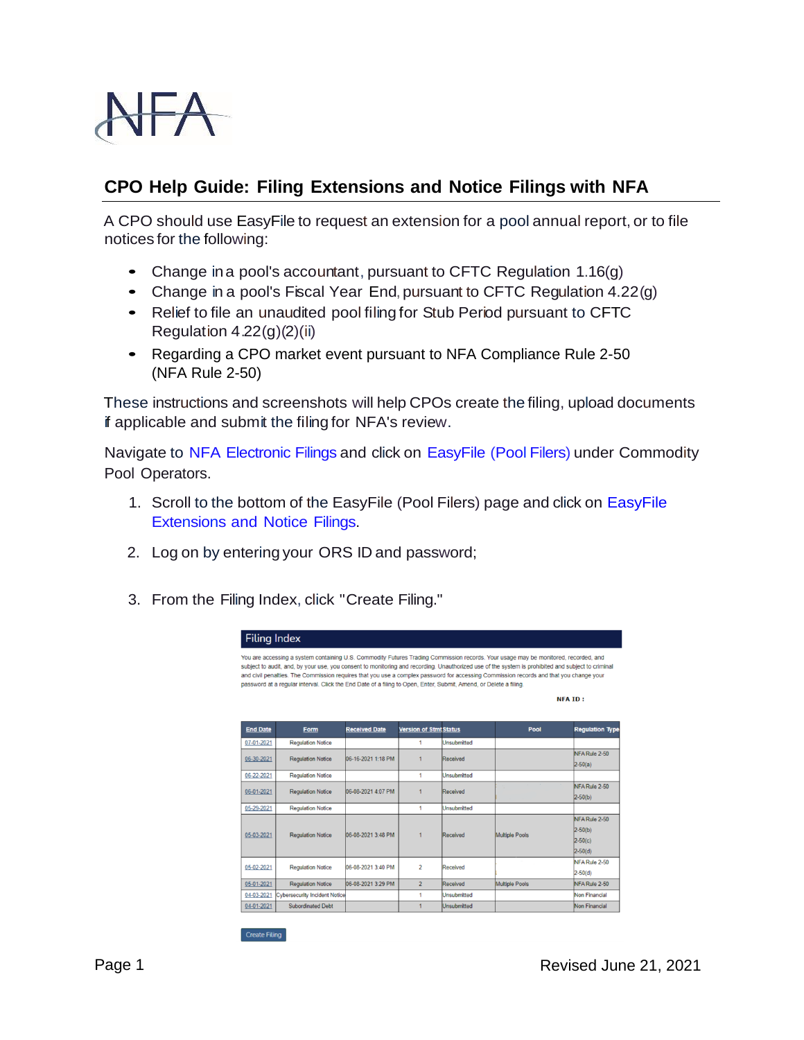NFA

## CPO Help Guide: Filing Extensions and Notice Filings with NFA

A CPO should use EasyFile to request an extension for a pool annual report, or to file notices for the following:

- Change in a pool's accountant, pursuant to CFTC Regulation 1.16(g)
- Change in a pool's Fiscal Year End, pursuant to CFTC Regulation 4.22(g)
- Relief to file an unaudited pool filing for Stub Period pursuant to CFTC Regulation 4.22(g)(2)(ii)
- Regarding a CPO market event pursuant to NFA Compliance Rule 2-50 (NFA Rule 2-50)

These instructions and screenshots will help CPOs create the filing, upload documents if applicable and submit the filing for NFA's review.

Navigate to NFA Electronic Filings and click on EasyFile (Pool Filers) under Commodity Pool Operators.

1. Scroll to the bottom of the EasyFile (Pool Filers) page and click on EasyFile Extensions and Notice Filings.
2. Log on by entering your ORS ID and password;
3. From the Filing Index, click "Create Filing."

**Filing Index**

You are accessing a system containing U.S. Commodity Futures Trading Commission records. Your usage may be monitored, recorded, and subject to audit, and, by your use, you consent to monitoring and recording. Unauthorized use of the system is prohibited and subject to criminal and civil penalties. The Commission requires that you use a complex password for accessing Commission records and that you change your password at a regular interval. Click the End Date of a filing to Open, Enter, Submit, Amend, or Delete a filing.

NFA ID :

| End Date | Form | Received Date | Version of Stmt | Status | Pool | Regulation Type |
|---|---|---|---|---|---|---|
| 07-01-2021 | Regulation Notice | | 1 | Unsubmitted | | |
| 06-30-2021 | Regulation Notice | 06-16-2021 1:18 PM | 1 | Received | | NFA Rule 2-50 2-50(a) |
| 06-22-2021 | Regulation Notice | | 1 | Unsubmitted | | |
| 06-01-2021 | Regulation Notice | 06-08-2021 4:07 PM | 1 | Received | | NFA Rule 2-50 2-50(b) |
| 05-29-2021 | Regulation Notice | | 1 | Unsubmitted | | |
| 05-03-2021 | Regulation Notice | 06-08-2021 3:48 PM | 1 | Received | Multiple Pools | NFA Rule 2-50 2-50(b) 2-50(c) 2-50(d) |
| 05-02-2021 | Regulation Notice | 06-08-2021 3:40 PM | 2 | Received | | NFA Rule 2-50 2-50(d) |
| 05-01-2021 | Regulation Notice | 06-08-2021 3:29 PM | 2 | Received | Multiple Pools | NFA Rule 2-50 |
| 04-03-2021 | Cybersecurity Incident Notice | | 1 | Unsubmitted | | Non Financial |
| 04-01-2021 | Subordinated Debt | | 1 | Unsubmitted | | Non Financial |

Create Filing

Revised June 21, 2021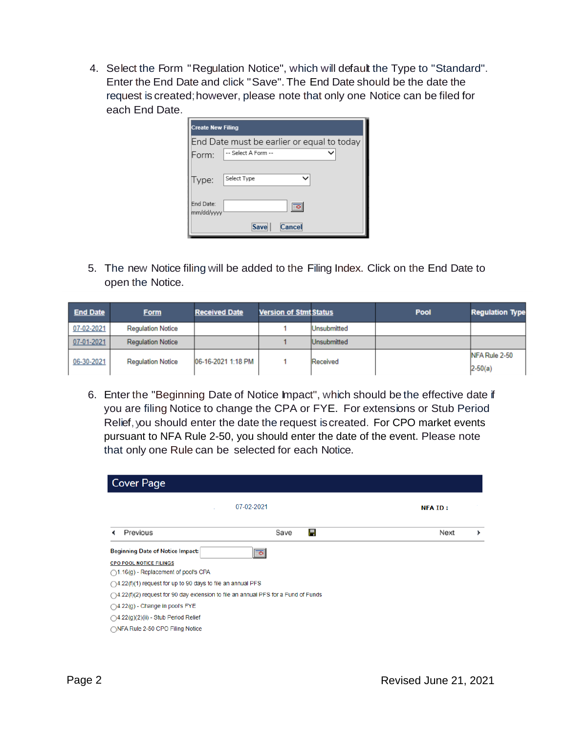4. Select the Form "Regulation Notice", which will default the Type to "Standard". Enter the End Date and click "Save". The End Date should be the date the request is created; however, please note that only one Notice can be filed for each End Date.

**Create New Filing**

End Date must be earlier or equal to today

Form: -- Select A Form --

Type: Select Type

End Date: mm/dd/yyyy

Save | Cancel

5. The new Notice filing will be added to the Filing Index. Click on the End Date to open the Notice.

| End Date | Form | Received Date | Version of Stmt | Status | Pool | Regulation Type |
|---|---|---|---|---|---|---|
| 07-02-2021 | Regulation Notice | | 1 | Unsubmitted | | |
| 07-01-2021 | Regulation Notice | | 1 | Unsubmitted | | |
| 06-30-2021 | Regulation Notice | 06-16-2021 1:18 PM | 1 | Received | | NFA Rule 2-50 2-50(a) |

6. Enter the "Beginning Date of Notice Impact", which should be the effective date if you are filing Notice to change the CPA or FYE. For extensions or Stub Period Relief, you should enter the date the request is created. For CPO market events pursuant to NFA Rule 2-50, you should enter the date of the event. Please note that only one Rule can be selected for each Notice.

**Cover Page**

07-02-2021 NFA ID :

Previous Save Next

Beginning Date of Notice Impact:

CPO POOL NOTICE FILINGS

- 1.16(g) - Replacement of pool's CPA
- 4.22(f)(1) request for up to 90 days to file an annual PFS
- 4.22(f)(2) request for 90 day extension to file an annual PFS for a Fund of Funds
- 4.22(g) - Change in pool's FYE
- 4.22(g)(2)(ii) - Stub Period Relief
- NFA Rule 2-50 CPO Filing Notice

Revised June 21, 2021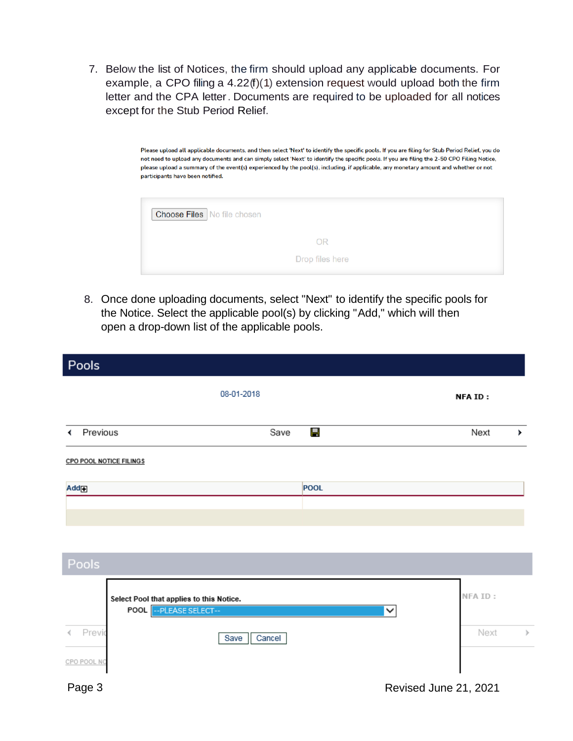7. Below the list of Notices, the firm should upload any applicable documents. For example, a CPO filing a 4.22(f)(1) extension request would upload both the firm letter and the CPA letter. Documents are required to be uploaded for all notices except for the Stub Period Relief.

Please upload all applicable documents, and then select 'Next' to identify the specific pools. If you are filing for Stub Period Relief, you do not need to upload any documents and can simply select 'Next' to identify the specific pools. If you are filing the 2-50 CPO Filing Notice, please upload a summary of the event(s) experienced by the pool(s), including, if applicable, any monetary amount and whether or not participants have been notified.

Choose Files No file chosen

OR

Drop files here

8. Once done uploading documents, select "Next" to identify the specific pools for the Notice. Select the applicable pool(s) by clicking "Add," which will then open a drop-down list of the applicable pools.

**Pools**

08-01-2018 NFA ID :

Previous Save Next

CPO POOL NOTICE FILINGS

| Add | POOL |
| --- | --- |
| | |

**Pools**

NFA ID :

Select Pool that applies to this Notice.

POOL --PLEASE SELECT--

Save Cancel

Previ Next

CPO POOL NO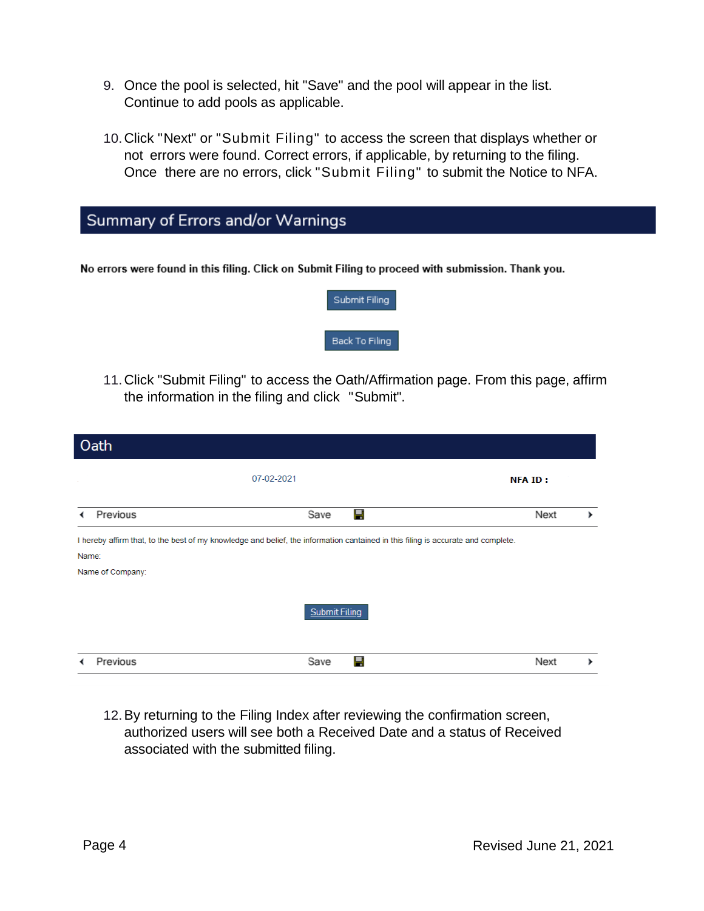9. Once the pool is selected, hit "Save" and the pool will appear in the list. Continue to add pools as applicable.

10. Click "Next" or "Submit Filing" to access the screen that displays whether or not errors were found. Correct errors, if applicable, by returning to the filing. Once there are no errors, click "Submit Filing" to submit the Notice to NFA.

## Summary of Errors and/or Warnings

**No errors were found in this filing. Click on Submit Filing to proceed with submission. Thank you.**

Submit Filing

Back To Filing

11. Click "Submit Filing" to access the Oath/Affirmation page. From this page, affirm the information in the filing and click "Submit".

## Oath

07-02-2021 **NFA ID :**

Previous Save Next

I hereby affirm that, to the best of my knowledge and belief, the information cantained in this filing is accurate and complete.

Name:

Name of Company:

Submit Filing

Previous Save Next

12. By returning to the Filing Index after reviewing the confirmation screen, authorized users will see both a Received Date and a status of Received associated with the submitted filing.

Revised June 21, 2021